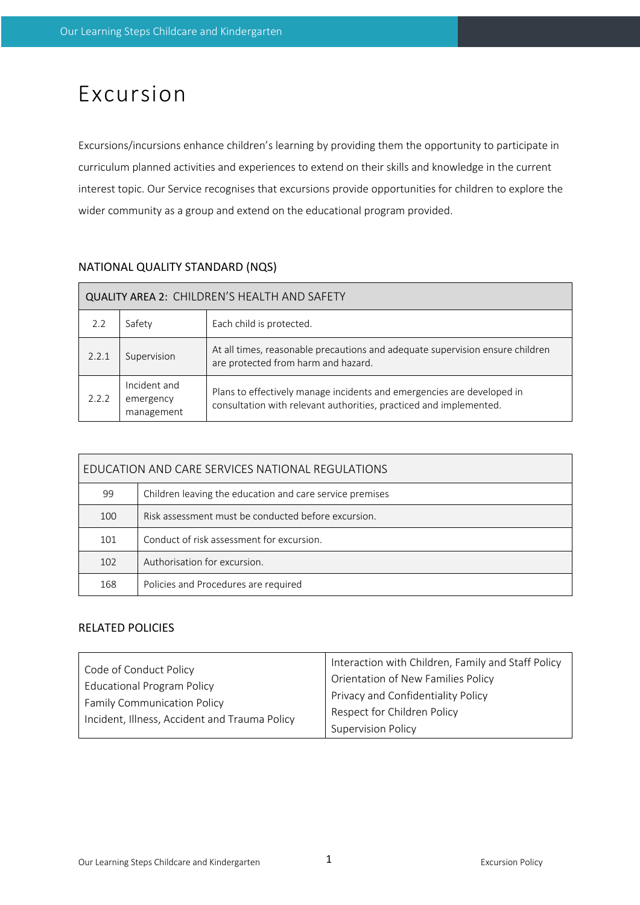# Excursion

Excursions/incursions enhance children's learning by providing them the opportunity to participate in curriculum planned activities and experiences to extend on their skills and knowledge in the current interest topic. Our Service recognises that excursions provide opportunities for children to explore the wider community as a group and extend on the educational program provided.

## NATIONAL QUALITY STANDARD (NQS)

| QUALITY AREA 2: CHILDREN'S HEALTH AND SAFETY | | |
|---|---|---|
| 2.2 | Safety | Each child is protected. |
| 2.2.1 | Supervision | At all times, reasonable precautions and adequate supervision ensure children are protected from harm and hazard. |
| 2.2.2 | Incident and emergency management | Plans to effectively manage incidents and emergencies are developed in consultation with relevant authorities, practiced and implemented. |

| EDUCATION AND CARE SERVICES NATIONAL REGULATIONS | |
|---|---|
| 99 | Children leaving the education and care service premises |
| 100 | Risk assessment must be conducted before excursion. |
| 101 | Conduct of risk assessment for excursion. |
| 102 | Authorisation for excursion. |
| 168 | Policies and Procedures are required |

## RELATED POLICIES

| | |
|---|---|
| Code of Conduct Policy<br>Educational Program Policy<br>Family Communication Policy<br>Incident, Illness, Accident and Trauma Policy | Interaction with Children, Family and Staff Policy<br>Orientation of New Families Policy<br>Privacy and Confidentiality Policy<br>Respect for Children Policy<br>Supervision Policy |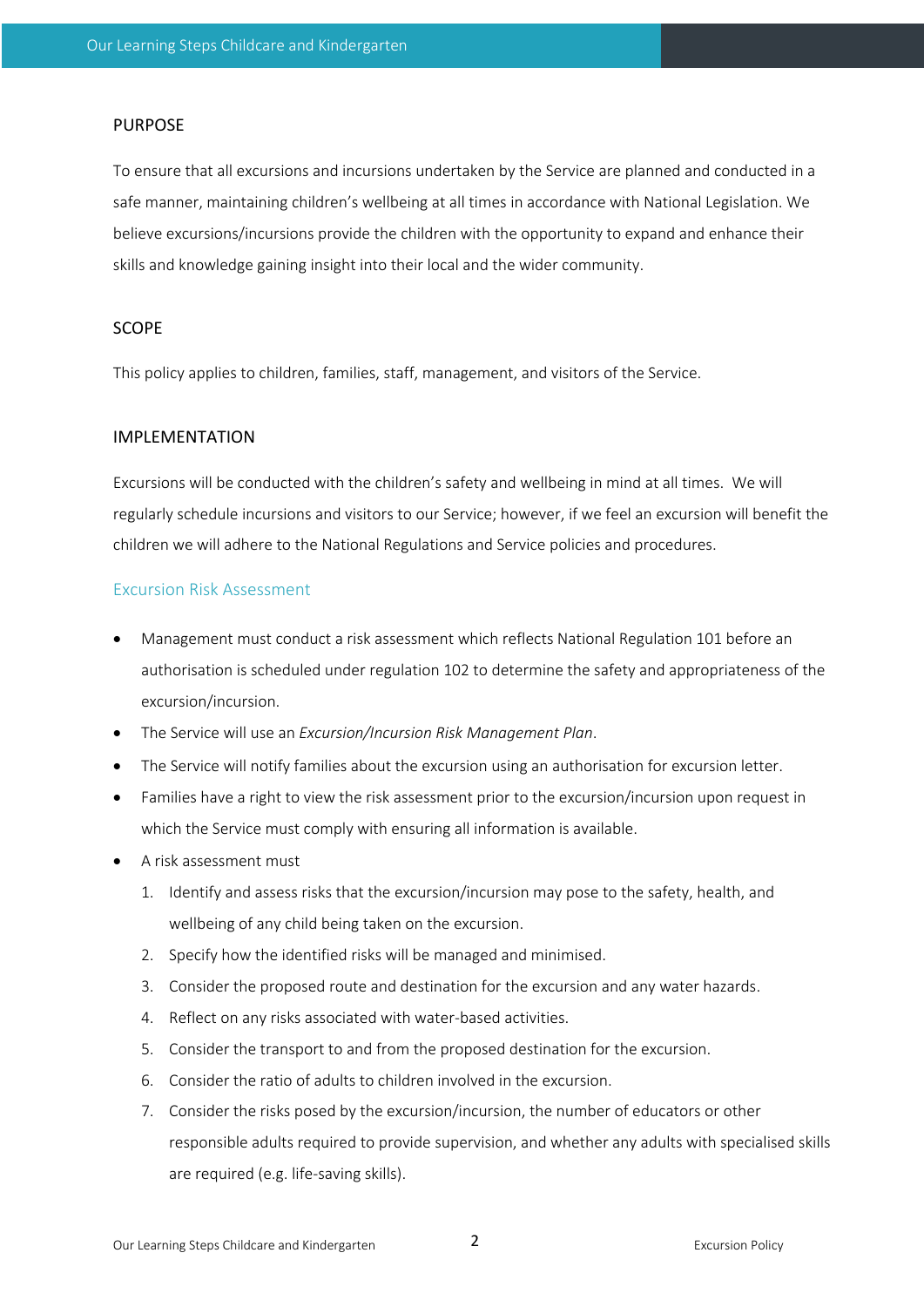## PURPOSE

To ensure that all excursions and incursions undertaken by the Service are planned and conducted in a safe manner, maintaining children's wellbeing at all times in accordance with National Legislation. We believe excursions/incursions provide the children with the opportunity to expand and enhance their skills and knowledge gaining insight into their local and the wider community.

## SCOPE

This policy applies to children, families, staff, management, and visitors of the Service.

## IMPLEMENTATION

Excursions will be conducted with the children's safety and wellbeing in mind at all times. We will regularly schedule incursions and visitors to our Service; however, if we feel an excursion will benefit the children we will adhere to the National Regulations and Service policies and procedures.

### Excursion Risk Assessment

- Management must conduct a risk assessment which reflects National Regulation 101 before an authorisation is scheduled under regulation 102 to determine the safety and appropriateness of the excursion/incursion.
- The Service will use an *Excursion/Incursion Risk Management Plan*.
- The Service will notify families about the excursion using an authorisation for excursion letter.
- Families have a right to view the risk assessment prior to the excursion/incursion upon request in which the Service must comply with ensuring all information is available.
- A risk assessment must
  1. Identify and assess risks that the excursion/incursion may pose to the safety, health, and wellbeing of any child being taken on the excursion.
  2. Specify how the identified risks will be managed and minimised.
  3. Consider the proposed route and destination for the excursion and any water hazards.
  4. Reflect on any risks associated with water-based activities.
  5. Consider the transport to and from the proposed destination for the excursion.
  6. Consider the ratio of adults to children involved in the excursion.
  7. Consider the risks posed by the excursion/incursion, the number of educators or other responsible adults required to provide supervision, and whether any adults with specialised skills are required (e.g. life-saving skills).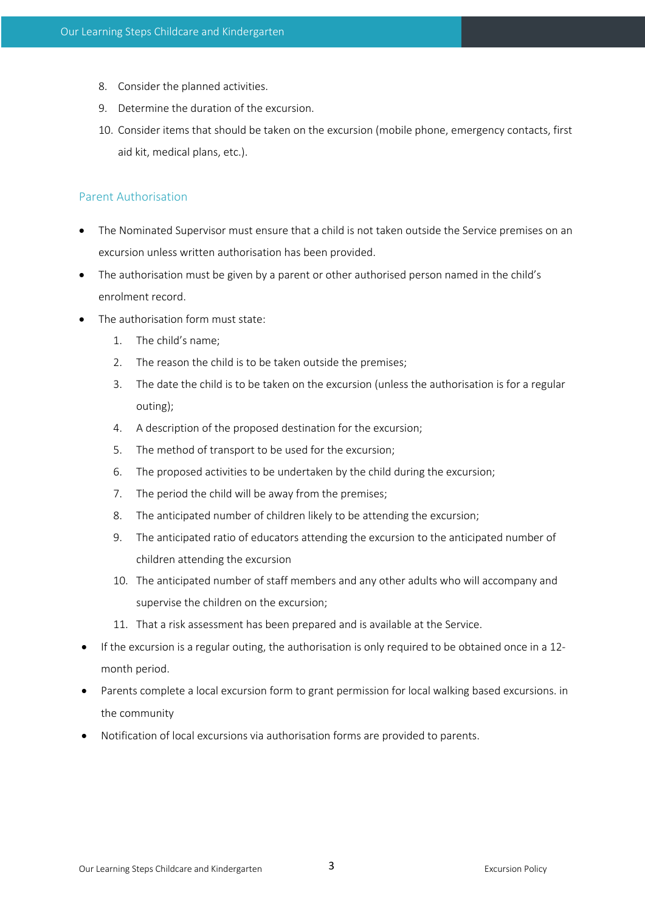8. Consider the planned activities.
9. Determine the duration of the excursion.
10. Consider items that should be taken on the excursion (mobile phone, emergency contacts, first aid kit, medical plans, etc.).

## Parent Authorisation

- The Nominated Supervisor must ensure that a child is not taken outside the Service premises on an excursion unless written authorisation has been provided.
- The authorisation must be given by a parent or other authorised person named in the child's enrolment record.
- The authorisation form must state:
    1. The child's name;
    2. The reason the child is to be taken outside the premises;
    3. The date the child is to be taken on the excursion (unless the authorisation is for a regular outing);
    4. A description of the proposed destination for the excursion;
    5. The method of transport to be used for the excursion;
    6. The proposed activities to be undertaken by the child during the excursion;
    7. The period the child will be away from the premises;
    8. The anticipated number of children likely to be attending the excursion;
    9. The anticipated ratio of educators attending the excursion to the anticipated number of children attending the excursion
    10. The anticipated number of staff members and any other adults who will accompany and supervise the children on the excursion;
    11. That a risk assessment has been prepared and is available at the Service.
- If the excursion is a regular outing, the authorisation is only required to be obtained once in a 12-month period.
- Parents complete a local excursion form to grant permission for local walking based excursions. in the community
- Notification of local excursions via authorisation forms are provided to parents.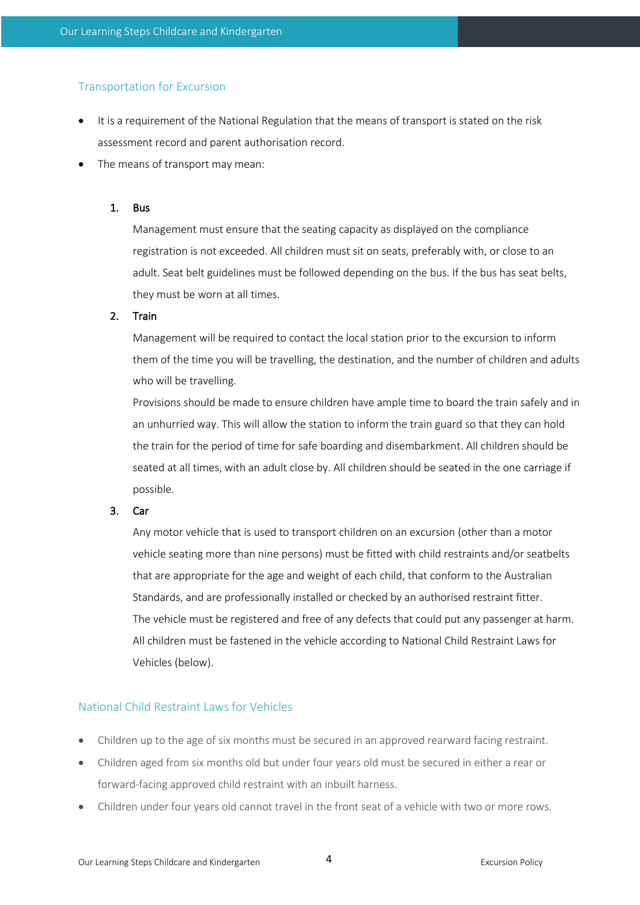## Transportation for Excursion

- It is a requirement of the National Regulation that the means of transport is stated on the risk assessment record and parent authorisation record.
- The means of transport may mean:

1. **Bus**

   Management must ensure that the seating capacity as displayed on the compliance registration is not exceeded. All children must sit on seats, preferably with, or close to an adult. Seat belt guidelines must be followed depending on the bus. If the bus has seat belts, they must be worn at all times.

2. **Train**

   Management will be required to contact the local station prior to the excursion to inform them of the time you will be travelling, the destination, and the number of children and adults who will be travelling.

   Provisions should be made to ensure children have ample time to board the train safely and in an unhurried way. This will allow the station to inform the train guard so that they can hold the train for the period of time for safe boarding and disembarkment. All children should be seated at all times, with an adult close by. All children should be seated in the one carriage if possible.

3. **Car**

   Any motor vehicle that is used to transport children on an excursion (other than a motor vehicle seating more than nine persons) must be fitted with child restraints and/or seatbelts that are appropriate for the age and weight of each child, that conform to the Australian Standards, and are professionally installed or checked by an authorised restraint fitter.

   The vehicle must be registered and free of any defects that could put any passenger at harm. All children must be fastened in the vehicle according to National Child Restraint Laws for Vehicles (below).

## National Child Restraint Laws for Vehicles

- Children up to the age of six months must be secured in an approved rearward facing restraint.
- Children aged from six months old but under four years old must be secured in either a rear or forward-facing approved child restraint with an inbuilt harness.
- Children under four years old cannot travel in the front seat of a vehicle with two or more rows.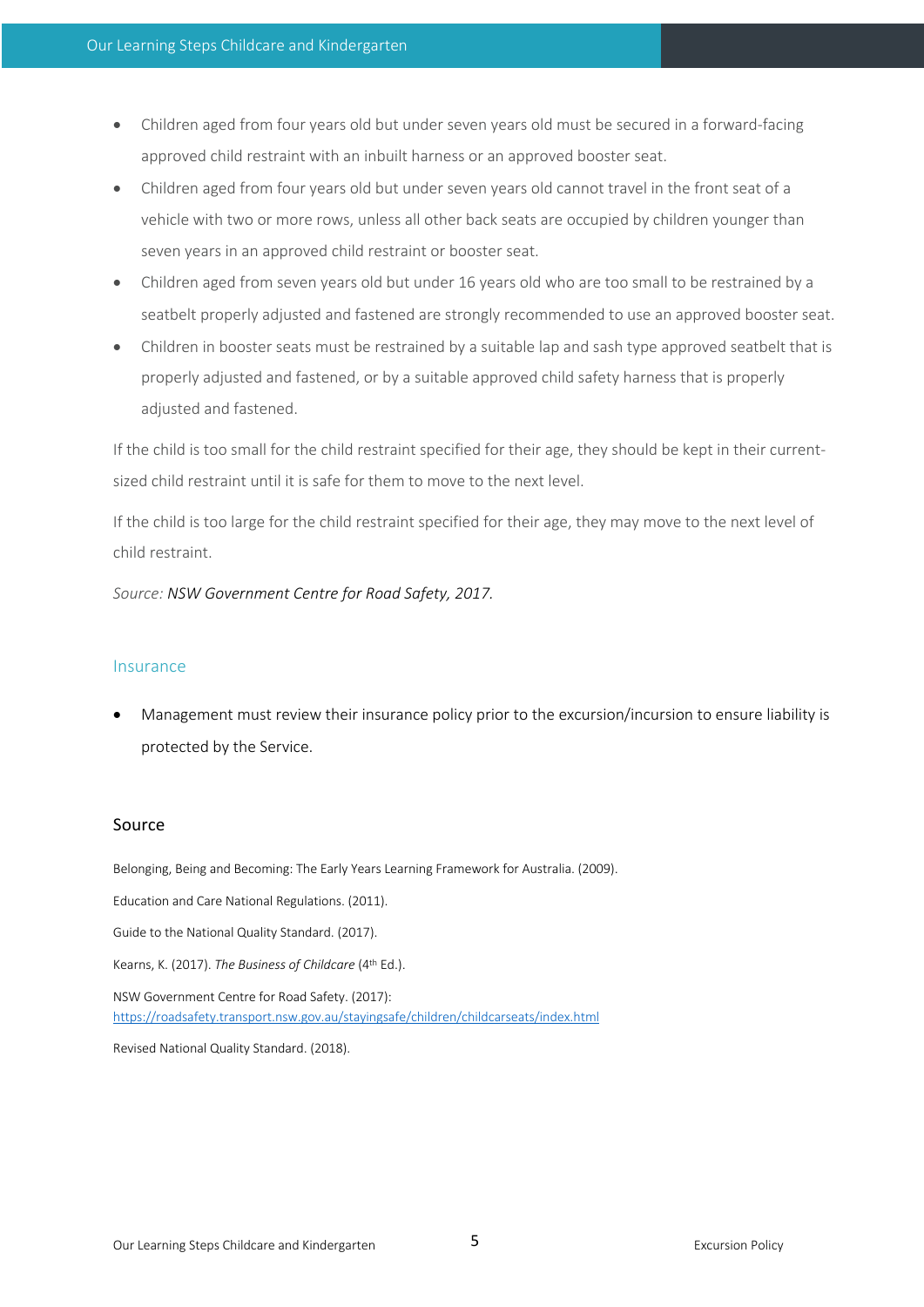- Children aged from four years old but under seven years old must be secured in a forward-facing approved child restraint with an inbuilt harness or an approved booster seat.
- Children aged from four years old but under seven years old cannot travel in the front seat of a vehicle with two or more rows, unless all other back seats are occupied by children younger than seven years in an approved child restraint or booster seat.
- Children aged from seven years old but under 16 years old who are too small to be restrained by a seatbelt properly adjusted and fastened are strongly recommended to use an approved booster seat.
- Children in booster seats must be restrained by a suitable lap and sash type approved seatbelt that is properly adjusted and fastened, or by a suitable approved child safety harness that is properly adjusted and fastened.

If the child is too small for the child restraint specified for their age, they should be kept in their current-sized child restraint until it is safe for them to move to the next level.

If the child is too large for the child restraint specified for their age, they may move to the next level of child restraint.

*Source: NSW Government Centre for Road Safety, 2017.*

## Insurance

- Management must review their insurance policy prior to the excursion/incursion to ensure liability is protected by the Service.

## Source

Belonging, Being and Becoming: The Early Years Learning Framework for Australia. (2009).

Education and Care National Regulations. (2011).

Guide to the National Quality Standard. (2017).

Kearns, K. (2017). *The Business of Childcare* (4th Ed.).

NSW Government Centre for Road Safety. (2017): https://roadsafety.transport.nsw.gov.au/stayingsafe/children/childcarseats/index.html

Revised National Quality Standard. (2018).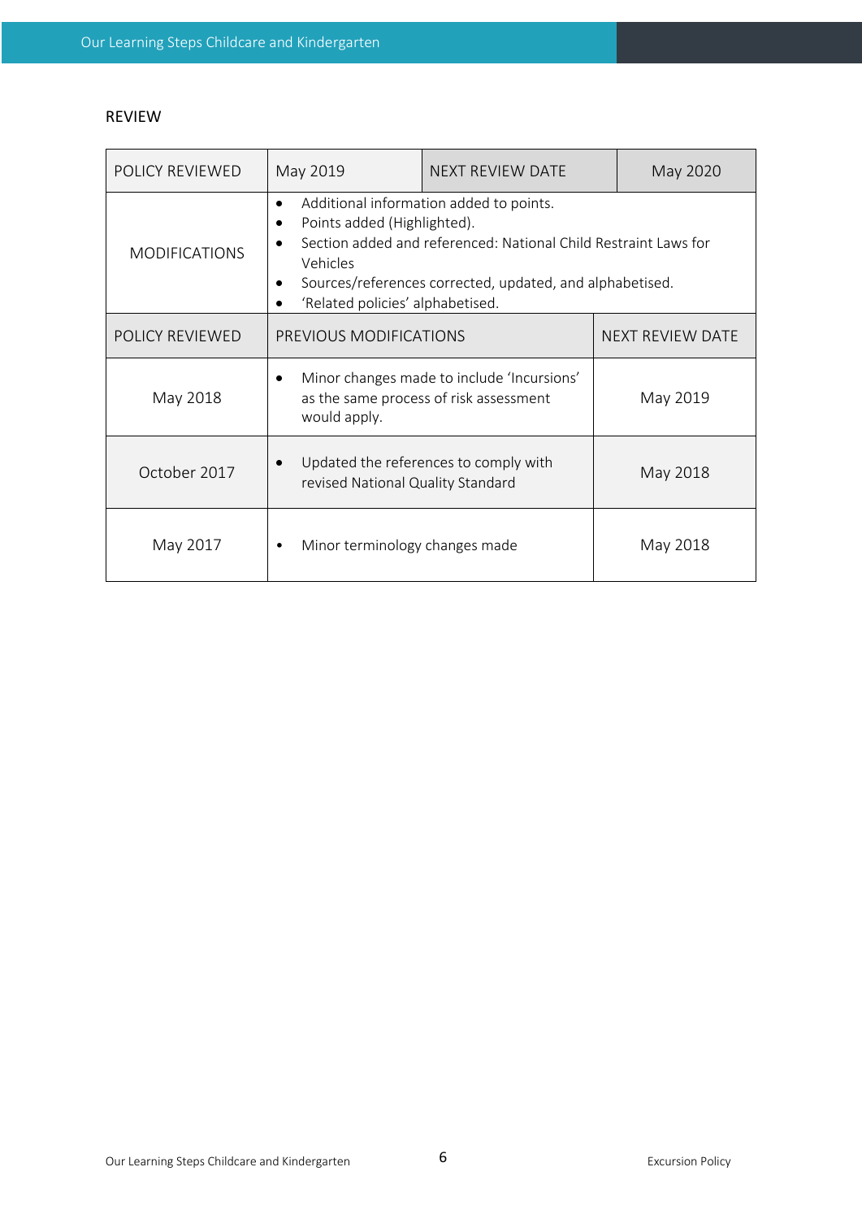REVIEW

| | | | |
|---|---|---|---|
| POLICY REVIEWED | May 2019 | NEXT REVIEW DATE | May 2020 |
| MODIFICATIONS | • Additional information added to points.<br>• Points added (Highlighted).<br>• Section added and referenced: National Child Restraint Laws for Vehicles<br>• Sources/references corrected, updated, and alphabetised.<br>• 'Related policies' alphabetised. | | |
| POLICY REVIEWED | PREVIOUS MODIFICATIONS | | NEXT REVIEW DATE |
| May 2018 | • Minor changes made to include 'Incursions' as the same process of risk assessment would apply. | | May 2019 |
| October 2017 | • Updated the references to comply with revised National Quality Standard | | May 2018 |
| May 2017 | • Minor terminology changes made | | May 2018 |